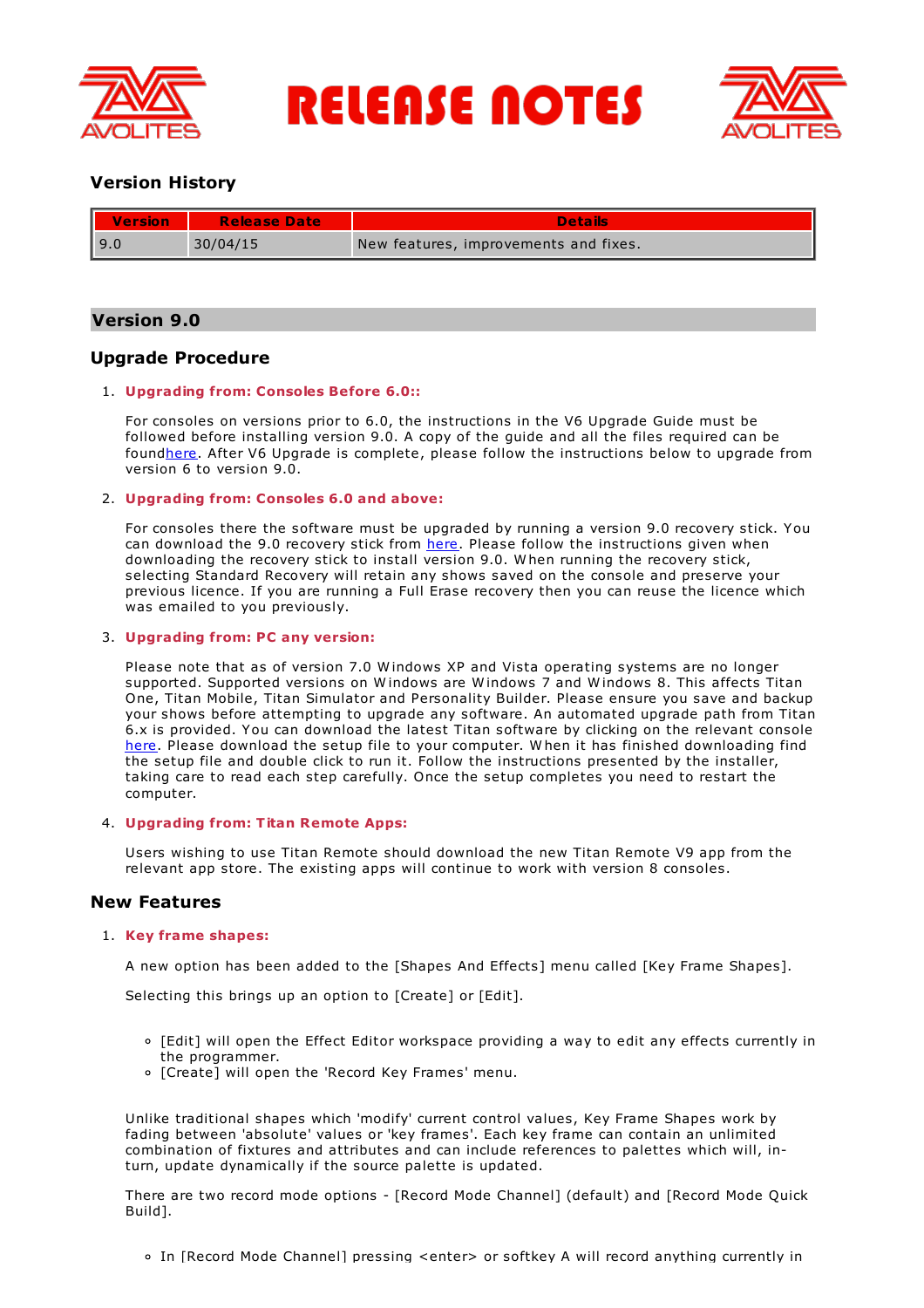# RELEASE NOTES

## Version History

| Version | Release Date | Details |
| --- | --- | --- |
| 9.0 | 30/04/15 | New features, improvements and fixes. |

## Version 9.0

### Upgrade Procedure

1. **Upgrading from: Consoles Before 6.0::**

   For consoles on versions prior to 6.0, the instructions in the V6 Upgrade Guide must be followed before installing version 9.0. A copy of the guide and all the files required can be foundhere. After V6 Upgrade is complete, please follow the instructions below to upgrade from version 6 to version 9.0.

2. **Upgrading from: Consoles 6.0 and above:**

   For consoles there the software must be upgraded by running a version 9.0 recovery stick. You can download the 9.0 recovery stick from here. Please follow the instructions given when downloading the recovery stick to install version 9.0. When running the recovery stick, selecting Standard Recovery will retain any shows saved on the console and preserve your previous licence. If you are running a Full Erase recovery then you can reuse the licence which was emailed to you previously.

3. **Upgrading from: PC any version:**

   Please note that as of version 7.0 Windows XP and Vista operating systems are no longer supported. Supported versions on Windows are Windows 7 and Windows 8. This affects Titan One, Titan Mobile, Titan Simulator and Personality Builder. Please ensure you save and backup your shows before attempting to upgrade any software. An automated upgrade path from Titan 6.x is provided. You can download the latest Titan software by clicking on the relevant console here. Please download the setup file to your computer. When it has finished downloading find the setup file and double click to run it. Follow the instructions presented by the installer, taking care to read each step carefully. Once the setup completes you need to restart the computer.

4. **Upgrading from: Titan Remote Apps:**

   Users wishing to use Titan Remote should download the new Titan Remote V9 app from the relevant app store. The existing apps will continue to work with version 8 consoles.

### New Features

1. **Key frame shapes:**

   A new option has been added to the [Shapes And Effects] menu called [Key Frame Shapes].

   Selecting this brings up an option to [Create] or [Edit].

   - [Edit] will open the Effect Editor workspace providing a way to edit any effects currently in the programmer.
   - [Create] will open the 'Record Key Frames' menu.

   Unlike traditional shapes which 'modify' current control values, Key Frame Shapes work by fading between 'absolute' values or 'key frames'. Each key frame can contain an unlimited combination of fixtures and attributes and can include references to palettes which will, in-turn, update dynamically if the source palette is updated.

   There are two record mode options - [Record Mode Channel] (default) and [Record Mode Quick Build].

   - In [Record Mode Channel] pressing <enter> or softkey A will record anything currently in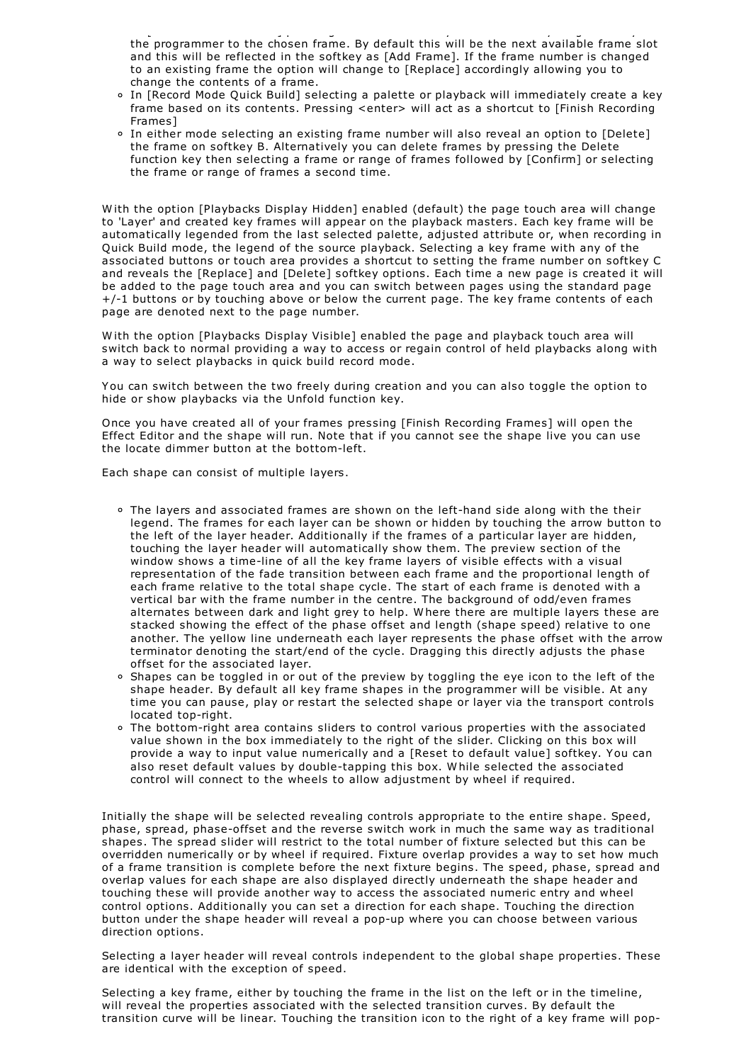the programmer to the chosen frame. By default this will be the next available frame slot and this will be reflected in the softkey as [Add Frame]. If the frame number is changed to an existing frame the option will change to [Replace] accordingly allowing you to change the contents of a frame.

- In [Record Mode Quick Build] selecting a palette or playback will immediately create a key frame based on its contents. Pressing <enter> will act as a shortcut to [Finish Recording Frames]
- In either mode selecting an existing frame number will also reveal an option to [Delete] the frame on softkey B. Alternatively you can delete frames by pressing the Delete function key then selecting a frame or range of frames followed by [Confirm] or selecting the frame or range of frames a second time.

With the option [Playbacks Display Hidden] enabled (default) the page touch area will change to 'Layer' and created key frames will appear on the playback masters. Each key frame will be automatically legended from the last selected palette, adjusted attribute or, when recording in Quick Build mode, the legend of the source playback. Selecting a key frame with any of the associated buttons or touch area provides a shortcut to setting the frame number on softkey C and reveals the [Replace] and [Delete] softkey options. Each time a new page is created it will be added to the page touch area and you can switch between pages using the standard page +/-1 buttons or by touching above or below the current page. The key frame contents of each page are denoted next to the page number.

With the option [Playbacks Display Visible] enabled the page and playback touch area will switch back to normal providing a way to access or regain control of held playbacks along with a way to select playbacks in quick build record mode.

You can switch between the two freely during creation and you can also toggle the option to hide or show playbacks via the Unfold function key.

Once you have created all of your frames pressing [Finish Recording Frames] will open the Effect Editor and the shape will run. Note that if you cannot see the shape live you can use the locate dimmer button at the bottom-left.

Each shape can consist of multiple layers.

- The layers and associated frames are shown on the left-hand side along with the their legend. The frames for each layer can be shown or hidden by touching the arrow button to the left of the layer header. Additionally if the frames of a particular layer are hidden, touching the layer header will automatically show them. The preview section of the window shows a time-line of all the key frame layers of visible effects with a visual representation of the fade transition between each frame and the proportional length of each frame relative to the total shape cycle. The start of each frame is denoted with a vertical bar with the frame number in the centre. The background of odd/even frames alternates between dark and light grey to help. Where there are multiple layers these are stacked showing the effect of the phase offset and length (shape speed) relative to one another. The yellow line underneath each layer represents the phase offset with the arrow terminator denoting the start/end of the cycle. Dragging this directly adjusts the phase offset for the associated layer.
- Shapes can be toggled in or out of the preview by toggling the eye icon to the left of the shape header. By default all key frame shapes in the programmer will be visible. At any time you can pause, play or restart the selected shape or layer via the transport controls located top-right.
- The bottom-right area contains sliders to control various properties with the associated value shown in the box immediately to the right of the slider. Clicking on this box will provide a way to input value numerically and a [Reset to default value] softkey. You can also reset default values by double-tapping this box. While selected the associated control will connect to the wheels to allow adjustment by wheel if required.

Initially the shape will be selected revealing controls appropriate to the entire shape. Speed, phase, spread, phase-offset and the reverse switch work in much the same way as traditional shapes. The spread slider will restrict to the total number of fixture selected but this can be overridden numerically or by wheel if required. Fixture overlap provides a way to set how much of a frame transition is complete before the next fixture begins. The speed, phase, spread and overlap values for each shape are also displayed directly underneath the shape header and touching these will provide another way to access the associated numeric entry and wheel control options. Additionally you can set a direction for each shape. Touching the direction button under the shape header will reveal a pop-up where you can choose between various direction options.

Selecting a layer header will reveal controls independent to the global shape properties. These are identical with the exception of speed.

Selecting a key frame, either by touching the frame in the list on the left or in the timeline, will reveal the properties associated with the selected transition curves. By default the transition curve will be linear. Touching the transition icon to the right of a key frame will pop-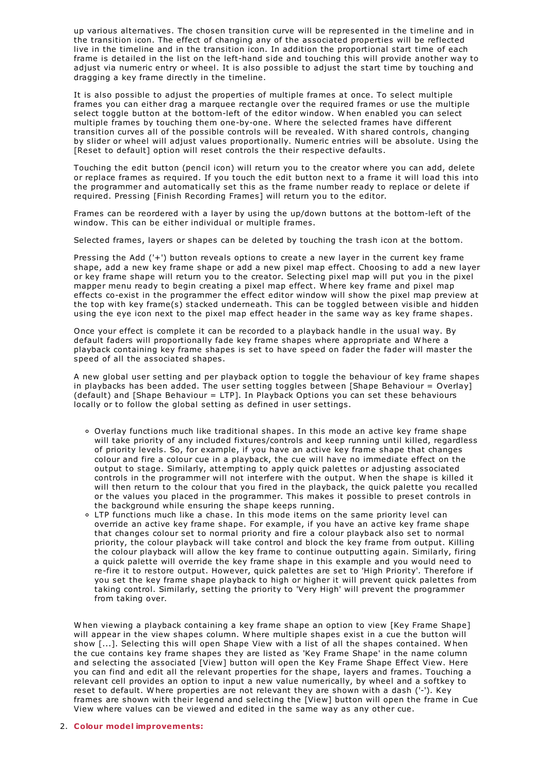up various alternatives. The chosen transition curve will be represented in the timeline and in the transition icon. The effect of changing any of the associated properties will be reflected live in the timeline and in the transition icon. In addition the proportional start time of each frame is detailed in the list on the left-hand side and touching this will provide another way to adjust via numeric entry or wheel. It is also possible to adjust the start time by touching and dragging a key frame directly in the timeline.

It is also possible to adjust the properties of multiple frames at once. To select multiple frames you can either drag a marquee rectangle over the required frames or use the multiple select toggle button at the bottom-left of the editor window. When enabled you can select multiple frames by touching them one-by-one. Where the selected frames have different transition curves all of the possible controls will be revealed. With shared controls, changing by slider or wheel will adjust values proportionally. Numeric entries will be absolute. Using the [Reset to default] option will reset controls the their respective defaults.

Touching the edit button (pencil icon) will return you to the creator where you can add, delete or replace frames as required. If you touch the edit button next to a frame it will load this into the programmer and automatically set this as the frame number ready to replace or delete if required. Pressing [Finish Recording Frames] will return you to the editor.

Frames can be reordered with a layer by using the up/down buttons at the bottom-left of the window. This can be either individual or multiple frames.

Selected frames, layers or shapes can be deleted by touching the trash icon at the bottom.

Pressing the Add ('+') button reveals options to create a new layer in the current key frame shape, add a new key frame shape or add a new pixel map effect. Choosing to add a new layer or key frame shape will return you to the creator. Selecting pixel map will put you in the pixel mapper menu ready to begin creating a pixel map effect. Where key frame and pixel map effects co-exist in the programmer the effect editor window will show the pixel map preview at the top with key frame(s) stacked underneath. This can be toggled between visible and hidden using the eye icon next to the pixel map effect header in the same way as key frame shapes.

Once your effect is complete it can be recorded to a playback handle in the usual way. By default faders will proportionally fade key frame shapes where appropriate and Where a playback containing key frame shapes is set to have speed on fader the fader will master the speed of all the associated shapes.

A new global user setting and per playback option to toggle the behaviour of key frame shapes in playbacks has been added. The user setting toggles between [Shape Behaviour = Overlay] (default) and [Shape Behaviour = LTP]. In Playback Options you can set these behaviours locally or to follow the global setting as defined in user settings.

- Overlay functions much like traditional shapes. In this mode an active key frame shape will take priority of any included fixtures/controls and keep running until killed, regardless of priority levels. So, for example, if you have an active key frame shape that changes colour and fire a colour cue in a playback, the cue will have no immediate effect on the output to stage. Similarly, attempting to apply quick palettes or adjusting associated controls in the programmer will not interfere with the output. When the shape is killed it will then return to the colour that you fired in the playback, the quick palette you recalled or the values you placed in the programmer. This makes it possible to preset controls in the background while ensuring the shape keeps running.
- LTP functions much like a chase. In this mode items on the same priority level can override an active key frame shape. For example, if you have an active key frame shape that changes colour set to normal priority and fire a colour playback also set to normal priority, the colour playback will take control and block the key frame from output. Killing the colour playback will allow the key frame to continue outputting again. Similarly, firing a quick palette will override the key frame shape in this example and you would need to re-fire it to restore output. However, quick palettes are set to 'High Priority'. Therefore if you set the key frame shape playback to high or higher it will prevent quick palettes from taking control. Similarly, setting the priority to 'Very High' will prevent the programmer from taking over.

When viewing a playback containing a key frame shape an option to view [Key Frame Shape] will appear in the view shapes column. Where multiple shapes exist in a cue the button will show [...]. Selecting this will open Shape View with a list of all the shapes contained. When the cue contains key frame shapes they are listed as 'Key Frame Shape' in the name column and selecting the associated [View] button will open the Key Frame Shape Effect View. Here you can find and edit all the relevant properties for the shape, layers and frames. Touching a relevant cell provides an option to input a new value numerically, by wheel and a softkey to reset to default. Where properties are not relevant they are shown with a dash ('-'). Key frames are shown with their legend and selecting the [View] button will open the frame in Cue View where values can be viewed and edited in the same way as any other cue.

2. **Colour model improvements:**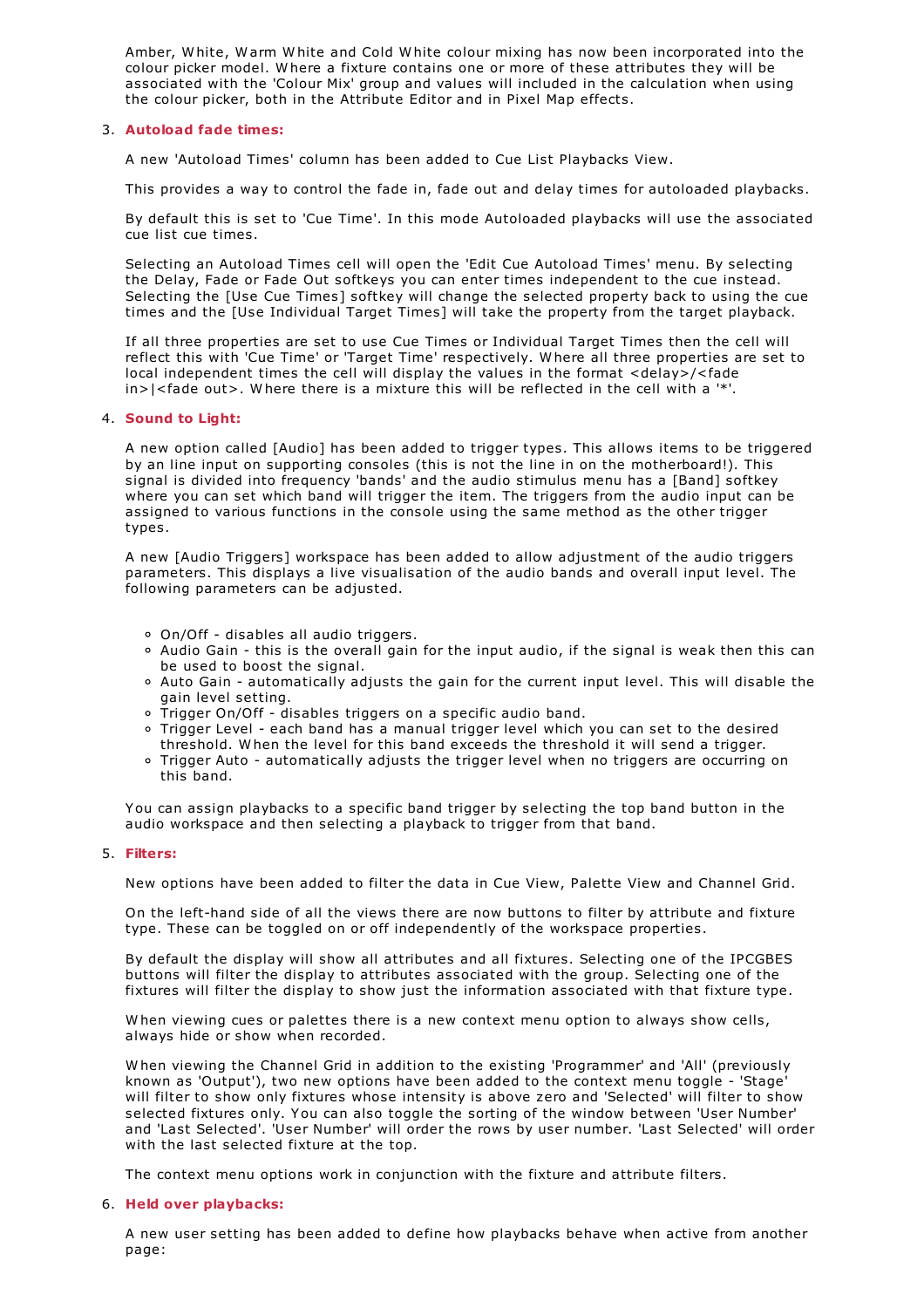Amber, White, Warm White and Cold White colour mixing has now been incorporated into the colour picker model. Where a fixture contains one or more of these attributes they will be associated with the 'Colour Mix' group and values will included in the calculation when using the colour picker, both in the Attribute Editor and in Pixel Map effects.

3. **Autoload fade times:**

   A new 'Autoload Times' column has been added to Cue List Playbacks View.

   This provides a way to control the fade in, fade out and delay times for autoloaded playbacks.

   By default this is set to 'Cue Time'. In this mode Autoloaded playbacks will use the associated cue list cue times.

   Selecting an Autoload Times cell will open the 'Edit Cue Autoload Times' menu. By selecting the Delay, Fade or Fade Out softkeys you can enter times independent to the cue instead. Selecting the [Use Cue Times] softkey will change the selected property back to using the cue times and the [Use Individual Target Times] will take the property from the target playback.

   If all three properties are set to use Cue Times or Individual Target Times then the cell will reflect this with 'Cue Time' or 'Target Time' respectively. Where all three properties are set to local independent times the cell will display the values in the format <delay>/<fade in>|<fade out>. Where there is a mixture this will be reflected in the cell with a '*'.

4. **Sound to Light:**

   A new option called [Audio] has been added to trigger types. This allows items to be triggered by an line input on supporting consoles (this is not the line in on the motherboard!). This signal is divided into frequency 'bands' and the audio stimulus menu has a [Band] softkey where you can set which band will trigger the item. The triggers from the audio input can be assigned to various functions in the console using the same method as the other trigger types.

   A new [Audio Triggers] workspace has been added to allow adjustment of the audio triggers parameters. This displays a live visualisation of the audio bands and overall input level. The following parameters can be adjusted.

   - On/Off - disables all audio triggers.
   - Audio Gain - this is the overall gain for the input audio, if the signal is weak then this can be used to boost the signal.
   - Auto Gain - automatically adjusts the gain for the current input level. This will disable the gain level setting.
   - Trigger On/Off - disables triggers on a specific audio band.
   - Trigger Level - each band has a manual trigger level which you can set to the desired threshold. When the level for this band exceeds the threshold it will send a trigger.
   - Trigger Auto - automatically adjusts the trigger level when no triggers are occurring on this band.

   You can assign playbacks to a specific band trigger by selecting the top band button in the audio workspace and then selecting a playback to trigger from that band.

5. **Filters:**

   New options have been added to filter the data in Cue View, Palette View and Channel Grid.

   On the left-hand side of all the views there are now buttons to filter by attribute and fixture type. These can be toggled on or off independently of the workspace properties.

   By default the display will show all attributes and all fixtures. Selecting one of the IPCGBES buttons will filter the display to attributes associated with the group. Selecting one of the fixtures will filter the display to show just the information associated with that fixture type.

   When viewing cues or palettes there is a new context menu option to always show cells, always hide or show when recorded.

   When viewing the Channel Grid in addition to the existing 'Programmer' and 'All' (previously known as 'Output'), two new options have been added to the context menu toggle - 'Stage' will filter to show only fixtures whose intensity is above zero and 'Selected' will filter to show selected fixtures only. You can also toggle the sorting of the window between 'User Number' and 'Last Selected'. 'User Number' will order the rows by user number. 'Last Selected' will order with the last selected fixture at the top.

   The context menu options work in conjunction with the fixture and attribute filters.

6. **Held over playbacks:**

   A new user setting has been added to define how playbacks behave when active from another page: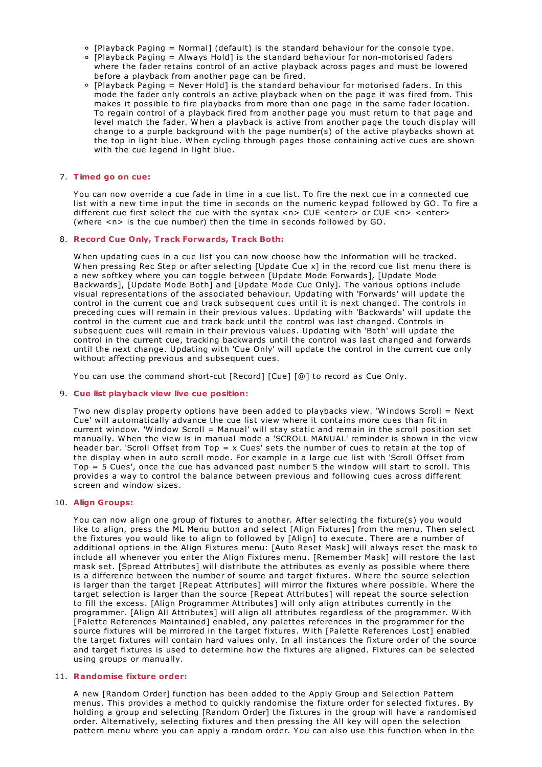- [Playback Paging = Normal] (default) is the standard behaviour for the console type.
- [Playback Paging = Always Hold] is the standard behaviour for non-motorised faders where the fader retains control of an active playback across pages and must be lowered before a playback from another page can be fired.
- [Playback Paging = Never Hold] is the standard behaviour for motorised faders. In this mode the fader only controls an active playback when on the page it was fired from. This makes it possible to fire playbacks from more than one page in the same fader location. To regain control of a playback fired from another page you must return to that page and level match the fader. When a playback is active from another page the touch display will change to a purple background with the page number(s) of the active playbacks shown at the top in light blue. When cycling through pages those containing active cues are shown with the cue legend in light blue.

7. **Timed go on cue:**

   You can now override a cue fade in time in a cue list. To fire the next cue in a connected cue list with a new time input the time in seconds on the numeric keypad followed by GO. To fire a different cue first select the cue with the syntax <n> CUE <enter> or CUE <n> <enter> (where <n> is the cue number) then the time in seconds followed by GO.

8. **Record Cue Only, Track Forwards, Track Both:**

   When updating cues in a cue list you can now choose how the information will be tracked. When pressing Rec Step or after selecting [Update Cue x] in the record cue list menu there is a new softkey where you can toggle between [Update Mode Forwards], [Update Mode Backwards], [Update Mode Both] and [Update Mode Cue Only]. The various options include visual representations of the associated behaviour. Updating with 'Forwards' will update the control in the current cue and track subsequent cues until it is next changed. The controls in preceding cues will remain in their previous values. Updating with 'Backwards' will update the control in the current cue and track back until the control was last changed. Controls in subsequent cues will remain in their previous values. Updating with 'Both' will update the control in the current cue, tracking backwards until the control was last changed and forwards until the next change. Updating with 'Cue Only' will update the control in the current cue only without affecting previous and subsequent cues.

   You can use the command short-cut [Record] [Cue] [@] to record as Cue Only.

9. **Cue list playback view live cue position:**

   Two new display property options have been added to playbacks view. 'Windows Scroll = Next Cue' will automatically advance the cue list view where it contains more cues than fit in current window. 'Window Scroll = Manual' will stay static and remain in the scroll position set manually. When the view is in manual mode a 'SCROLL MANUAL' reminder is shown in the view header bar. 'Scroll Offset from Top = x Cues' sets the number of cues to retain at the top of the display when in auto scroll mode. For example in a large cue list with 'Scroll Offset from Top = 5 Cues', once the cue has advanced past number 5 the window will start to scroll. This provides a way to control the balance between previous and following cues across different screen and window sizes.

10. **Align Groups:**

    You can now align one group of fixtures to another. After selecting the fixture(s) you would like to align, press the ML Menu button and select [Align Fixtures] from the menu. Then select the fixtures you would like to align to followed by [Align] to execute. There are a number of additional options in the Align Fixtures menu: [Auto Reset Mask] will always reset the mask to include all whenever you enter the Align Fixtures menu. [Remember Mask] will restore the last mask set. [Spread Attributes] will distribute the attributes as evenly as possible where there is a difference between the number of source and target fixtures. Where the source selection is larger than the target [Repeat Attributes] will mirror the fixtures where possible. Where the target selection is larger than the source [Repeat Attributes] will repeat the source selection to fill the excess. [Align Programmer Attributes] will only align attributes currently in the programmer. [Align All Attributes] will align all attributes regardless of the programmer. With [Palette References Maintained] enabled, any palettes references in the programmer for the source fixtures will be mirrored in the target fixtures. With [Palette References Lost] enabled the target fixtures will contain hard values only. In all instances the fixture order of the source and target fixtures is used to determine how the fixtures are aligned. Fixtures can be selected using groups or manually.

11. **Randomise fixture order:**

    A new [Random Order] function has been added to the Apply Group and Selection Pattern menus. This provides a method to quickly randomise the fixture order for selected fixtures. By holding a group and selecting [Random Order] the fixtures in the group will have a randomised order. Alternatively, selecting fixtures and then pressing the All key will open the selection pattern menu where you can apply a random order. You can also use this function when in the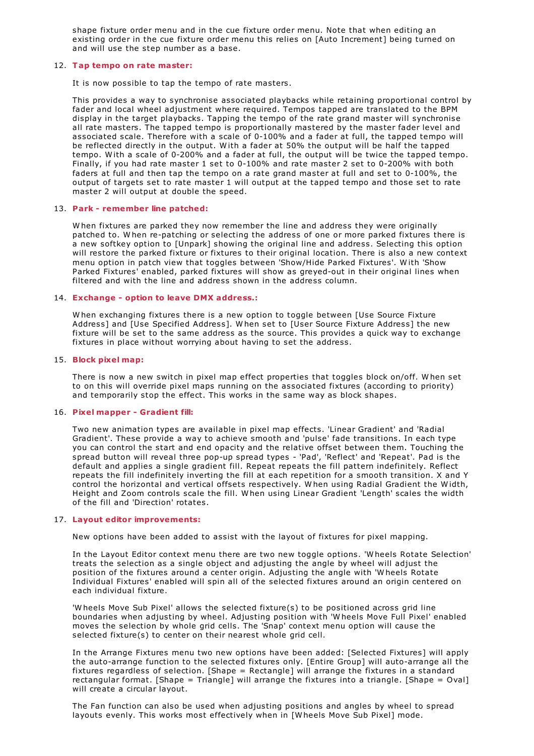shape fixture order menu and in the cue fixture order menu. Note that when editing an existing order in the cue fixture order menu this relies on [Auto Increment] being turned on and will use the step number as a base.

12. **Tap tempo on rate master:**

    It is now possible to tap the tempo of rate masters.

    This provides a way to synchronise associated playbacks while retaining proportional control by fader and local wheel adjustment where required. Tempos tapped are translated to the BPM display in the target playbacks. Tapping the tempo of the rate grand master will synchronise all rate masters. The tapped tempo is proportionally mastered by the master fader level and associated scale. Therefore with a scale of 0-100% and a fader at full, the tapped tempo will be reflected directly in the output. With a fader at 50% the output will be half the tapped tempo. With a scale of 0-200% and a fader at full, the output will be twice the tapped tempo. Finally, if you had rate master 1 set to 0-100% and rate master 2 set to 0-200% with both faders at full and then tap the tempo on a rate grand master at full and set to 0-100%, the output of targets set to rate master 1 will output at the tapped tempo and those set to rate master 2 will output at double the speed.

13. **Park - remember line patched:**

    When fixtures are parked they now remember the line and address they were originally patched to. When re-patching or selecting the address of one or more parked fixtures there is a new softkey option to [Unpark] showing the original line and address. Selecting this option will restore the parked fixture or fixtures to their original location. There is also a new context menu option in patch view that toggles between 'Show/Hide Parked Fixtures'. With 'Show Parked Fixtures' enabled, parked fixtures will show as greyed-out in their original lines when filtered and with the line and address shown in the address column.

14. **Exchange - option to leave DMX address.:**

    When exchanging fixtures there is a new option to toggle between [Use Source Fixture Address] and [Use Specified Address]. When set to [User Source Fixture Address] the new fixture will be set to the same address as the source. This provides a quick way to exchange fixtures in place without worrying about having to set the address.

15. **Block pixel map:**

    There is now a new switch in pixel map effect properties that toggles block on/off. When set to on this will override pixel maps running on the associated fixtures (according to priority) and temporarily stop the effect. This works in the same way as block shapes.

16. **Pixel mapper - Gradient fill:**

    Two new animation types are available in pixel map effects. 'Linear Gradient' and 'Radial Gradient'. These provide a way to achieve smooth and 'pulse' fade transitions. In each type you can control the start and end opacity and the relative offset between them. Touching the spread button will reveal three pop-up spread types - 'Pad', 'Reflect' and 'Repeat'. Pad is the default and applies a single gradient fill. Repeat repeats the fill pattern indefinitely. Reflect repeats the fill indefinitely inverting the fill at each repetition for a smooth transition. X and Y control the horizontal and vertical offsets respectively. When using Radial Gradient the Width, Height and Zoom controls scale the fill. When using Linear Gradient 'Length' scales the width of the fill and 'Direction' rotates.

17. **Layout editor improvements:**

    New options have been added to assist with the layout of fixtures for pixel mapping.

    In the Layout Editor context menu there are two new toggle options. 'Wheels Rotate Selection' treats the selection as a single object and adjusting the angle by wheel will adjust the position of the fixtures around a center origin. Adjusting the angle with 'Wheels Rotate Individual Fixtures' enabled will spin all of the selected fixtures around an origin centered on each individual fixture.

    'Wheels Move Sub Pixel' allows the selected fixture(s) to be positioned across grid line boundaries when adjusting by wheel. Adjusting position with 'Wheels Move Full Pixel' enabled moves the selection by whole grid cells. The 'Snap' context menu option will cause the selected fixture(s) to center on their nearest whole grid cell.

    In the Arrange Fixtures menu two new options have been added: [Selected Fixtures] will apply the auto-arrange function to the selected fixtures only. [Entire Group] will auto-arrange all the fixtures regardless of selection. [Shape = Rectangle] will arrange the fixtures in a standard rectangular format. [Shape = Triangle] will arrange the fixtures into a triangle. [Shape = Oval] will create a circular layout.

    The Fan function can also be used when adjusting positions and angles by wheel to spread layouts evenly. This works most effectively when in [Wheels Move Sub Pixel] mode.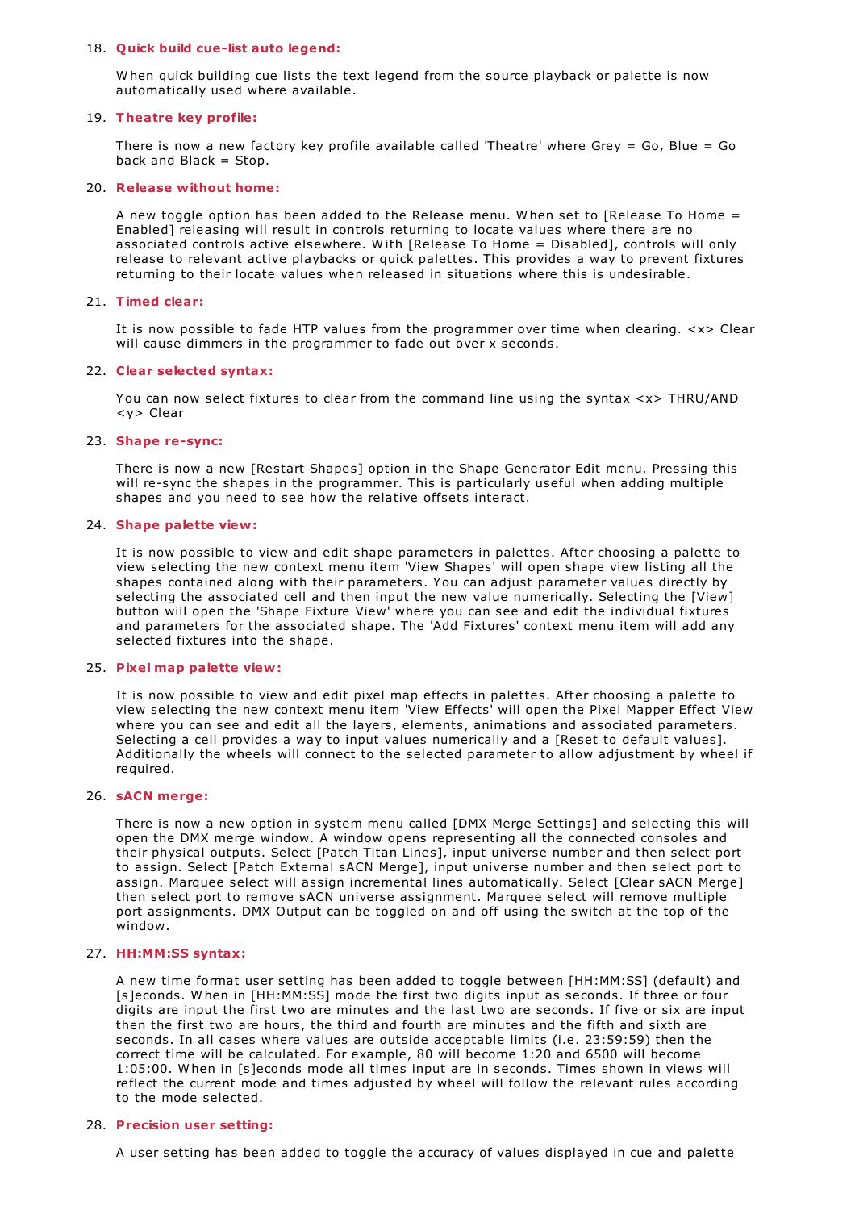18. **Quick build cue-list auto legend:**

    When quick building cue lists the text legend from the source playback or palette is now automatically used where available.

19. **Theatre key profile:**

    There is now a new factory key profile available called 'Theatre' where Grey = Go, Blue = Go back and Black = Stop.

20. **Release without home:**

    A new toggle option has been added to the Release menu. When set to [Release To Home = Enabled] releasing will result in controls returning to locate values where there are no associated controls active elsewhere. With [Release To Home = Disabled], controls will only release to relevant active playbacks or quick palettes. This provides a way to prevent fixtures returning to their locate values when released in situations where this is undesirable.

21. **Timed clear:**

    It is now possible to fade HTP values from the programmer over time when clearing. <x> Clear will cause dimmers in the programmer to fade out over x seconds.

22. **Clear selected syntax:**

    You can now select fixtures to clear from the command line using the syntax <x> THRU/AND <y> Clear

23. **Shape re-sync:**

    There is now a new [Restart Shapes] option in the Shape Generator Edit menu. Pressing this will re-sync the shapes in the programmer. This is particularly useful when adding multiple shapes and you need to see how the relative offsets interact.

24. **Shape palette view:**

    It is now possible to view and edit shape parameters in palettes. After choosing a palette to view selecting the new context menu item 'View Shapes' will open shape view listing all the shapes contained along with their parameters. You can adjust parameter values directly by selecting the associated cell and then input the new value numerically. Selecting the [View] button will open the 'Shape Fixture View' where you can see and edit the individual fixtures and parameters for the associated shape. The 'Add Fixtures' context menu item will add any selected fixtures into the shape.

25. **Pixel map palette view:**

    It is now possible to view and edit pixel map effects in palettes. After choosing a palette to view selecting the new context menu item 'View Effects' will open the Pixel Mapper Effect View where you can see and edit all the layers, elements, animations and associated parameters. Selecting a cell provides a way to input values numerically and a [Reset to default values]. Additionally the wheels will connect to the selected parameter to allow adjustment by wheel if required.

26. **sACN merge:**

    There is now a new option in system menu called [DMX Merge Settings] and selecting this will open the DMX merge window. A window opens representing all the connected consoles and their physical outputs. Select [Patch Titan Lines], input universe number and then select port to assign. Select [Patch External sACN Merge], input universe number and then select port to assign. Marquee select will assign incremental lines automatically. Select [Clear sACN Merge] then select port to remove sACN universe assignment. Marquee select will remove multiple port assignments. DMX Output can be toggled on and off using the switch at the top of the window.

27. **HH:MM:SS syntax:**

    A new time format user setting has been added to toggle between [HH:MM:SS] (default) and [s]econds. When in [HH:MM:SS] mode the first two digits input as seconds. If three or four digits are input the first two are minutes and the last two are seconds. If five or six are input then the first two are hours, the third and fourth are minutes and the fifth and sixth are seconds. In all cases where values are outside acceptable limits (i.e. 23:59:59) then the correct time will be calculated. For example, 80 will become 1:20 and 6500 will become 1:05:00. When in [s]econds mode all times input are in seconds. Times shown in views will reflect the current mode and times adjusted by wheel will follow the relevant rules according to the mode selected.

28. **Precision user setting:**

    A user setting has been added to toggle the accuracy of values displayed in cue and palette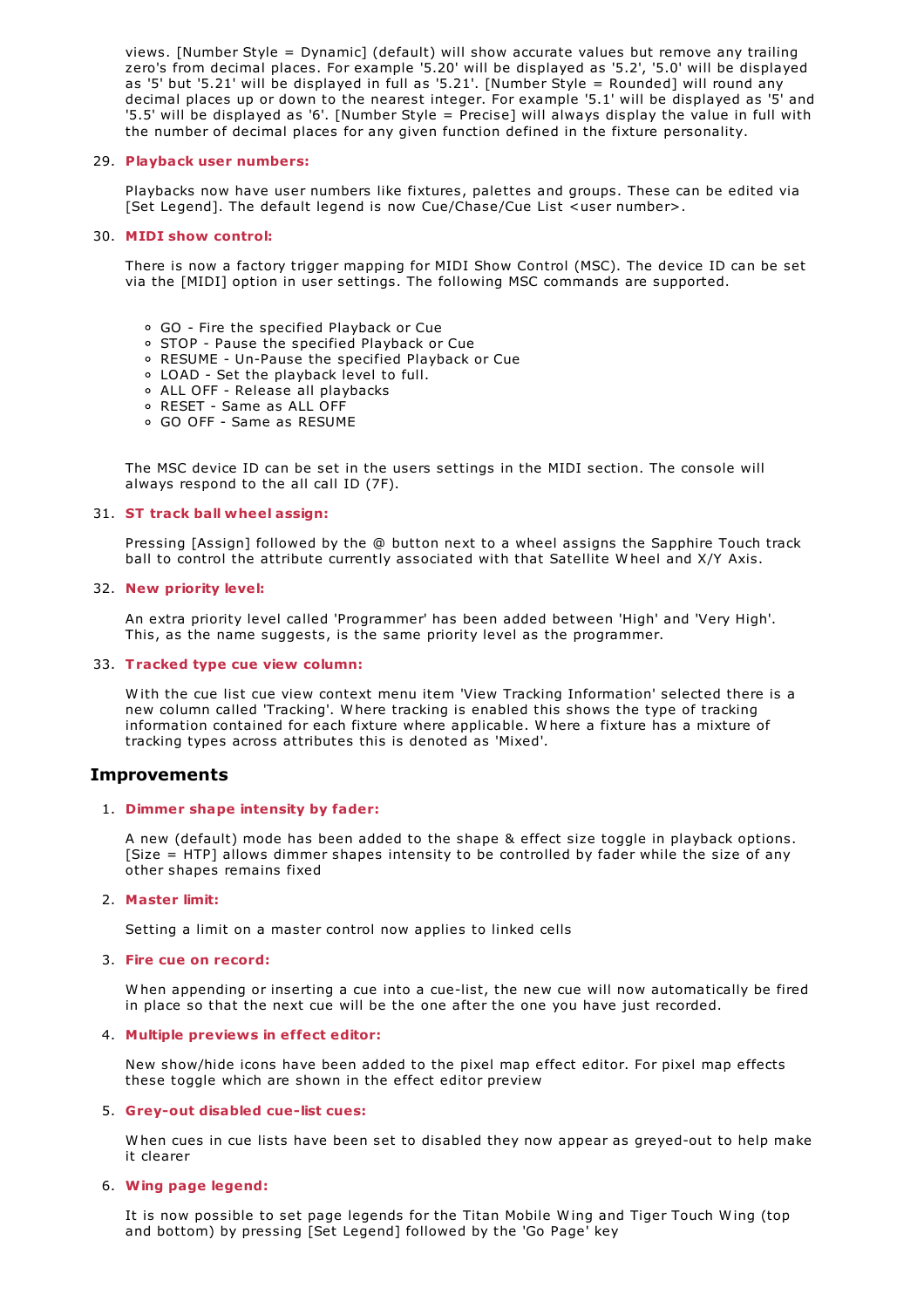views. [Number Style = Dynamic] (default) will show accurate values but remove any trailing zero's from decimal places. For example '5.20' will be displayed as '5.2', '5.0' will be displayed as '5' but '5.21' will be displayed in full as '5.21'. [Number Style = Rounded] will round any decimal places up or down to the nearest integer. For example '5.1' will be displayed as '5' and '5.5' will be displayed as '6'. [Number Style = Precise] will always display the value in full with the number of decimal places for any given function defined in the fixture personality.

29. **Playback user numbers:**

    Playbacks now have user numbers like fixtures, palettes and groups. These can be edited via [Set Legend]. The default legend is now Cue/Chase/Cue List <user number>.

30. **MIDI show control:**

    There is now a factory trigger mapping for MIDI Show Control (MSC). The device ID can be set via the [MIDI] option in user settings. The following MSC commands are supported.

    - GO - Fire the specified Playback or Cue
    - STOP - Pause the specified Playback or Cue
    - RESUME - Un-Pause the specified Playback or Cue
    - LOAD - Set the playback level to full.
    - ALL OFF - Release all playbacks
    - RESET - Same as ALL OFF
    - GO OFF - Same as RESUME

    The MSC device ID can be set in the users settings in the MIDI section. The console will always respond to the all call ID (7F).

31. **ST track ball wheel assign:**

    Pressing [Assign] followed by the @ button next to a wheel assigns the Sapphire Touch track ball to control the attribute currently associated with that Satellite Wheel and X/Y Axis.

32. **New priority level:**

    An extra priority level called 'Programmer' has been added between 'High' and 'Very High'. This, as the name suggests, is the same priority level as the programmer.

33. **Tracked type cue view column:**

    With the cue list cue view context menu item 'View Tracking Information' selected there is a new column called 'Tracking'. Where tracking is enabled this shows the type of tracking information contained for each fixture where applicable. Where a fixture has a mixture of tracking types across attributes this is denoted as 'Mixed'.

## Improvements

1. **Dimmer shape intensity by fader:**

   A new (default) mode has been added to the shape & effect size toggle in playback options. [Size = HTP] allows dimmer shapes intensity to be controlled by fader while the size of any other shapes remains fixed

2. **Master limit:**

   Setting a limit on a master control now applies to linked cells

3. **Fire cue on record:**

   When appending or inserting a cue into a cue-list, the new cue will now automatically be fired in place so that the next cue will be the one after the one you have just recorded.

4. **Multiple previews in effect editor:**

   New show/hide icons have been added to the pixel map effect editor. For pixel map effects these toggle which are shown in the effect editor preview

5. **Grey-out disabled cue-list cues:**

   When cues in cue lists have been set to disabled they now appear as greyed-out to help make it clearer

6. **Wing page legend:**

   It is now possible to set page legends for the Titan Mobile Wing and Tiger Touch Wing (top and bottom) by pressing [Set Legend] followed by the 'Go Page' key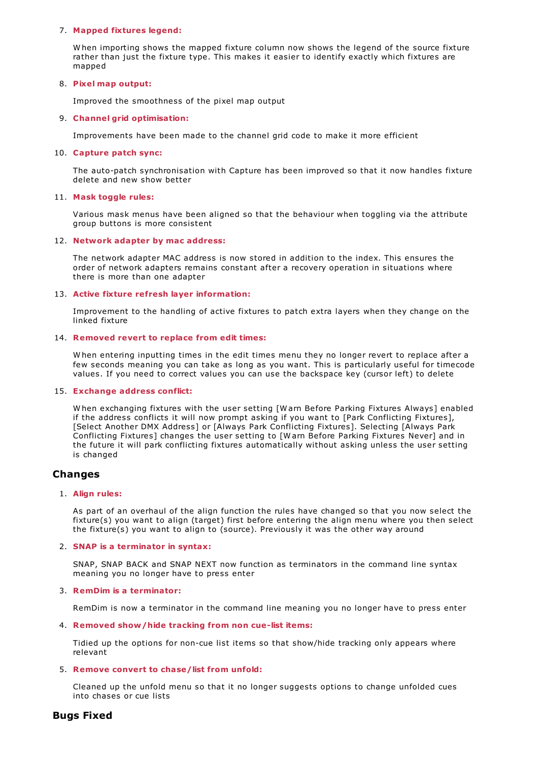7. **Mapped fixtures legend:**

   When importing shows the mapped fixture column now shows the legend of the source fixture rather than just the fixture type. This makes it easier to identify exactly which fixtures are mapped

8. **Pixel map output:**

   Improved the smoothness of the pixel map output

9. **Channel grid optimisation:**

   Improvements have been made to the channel grid code to make it more efficient

10. **Capture patch sync:**

    The auto-patch synchronisation with Capture has been improved so that it now handles fixture delete and new show better

11. **Mask toggle rules:**

    Various mask menus have been aligned so that the behaviour when toggling via the attribute group buttons is more consistent

12. **Network adapter by mac address:**

    The network adapter MAC address is now stored in addition to the index. This ensures the order of network adapters remains constant after a recovery operation in situations where there is more than one adapter

13. **Active fixture refresh layer information:**

    Improvement to the handling of active fixtures to patch extra layers when they change on the linked fixture

14. **Removed revert to replace from edit times:**

    When entering inputting times in the edit times menu they no longer revert to replace after a few seconds meaning you can take as long as you want. This is particularly useful for timecode values. If you need to correct values you can use the backspace key (cursor left) to delete

15. **Exchange address conflict:**

    When exchanging fixtures with the user setting [Warn Before Parking Fixtures Always] enabled if the address conflicts it will now prompt asking if you want to [Park Conflicting Fixtures], [Select Another DMX Address] or [Always Park Conflicting Fixtures]. Selecting [Always Park Conflicting Fixtures] changes the user setting to [Warn Before Parking Fixtures Never] and in the future it will park conflicting fixtures automatically without asking unless the user setting is changed

## Changes

1. **Align rules:**

   As part of an overhaul of the align function the rules have changed so that you now select the fixture(s) you want to align (target) first before entering the align menu where you then select the fixture(s) you want to align to (source). Previously it was the other way around

2. **SNAP is a terminator in syntax:**

   SNAP, SNAP BACK and SNAP NEXT now function as terminators in the command line syntax meaning you no longer have to press enter

3. **RemDim is a terminator:**

   RemDim is now a terminator in the command line meaning you no longer have to press enter

4. **Removed show/hide tracking from non cue-list items:**

   Tidied up the options for non-cue list items so that show/hide tracking only appears where relevant

5. **Remove convert to chase/list from unfold:**

   Cleaned up the unfold menu so that it no longer suggests options to change unfolded cues into chases or cue lists

## Bugs Fixed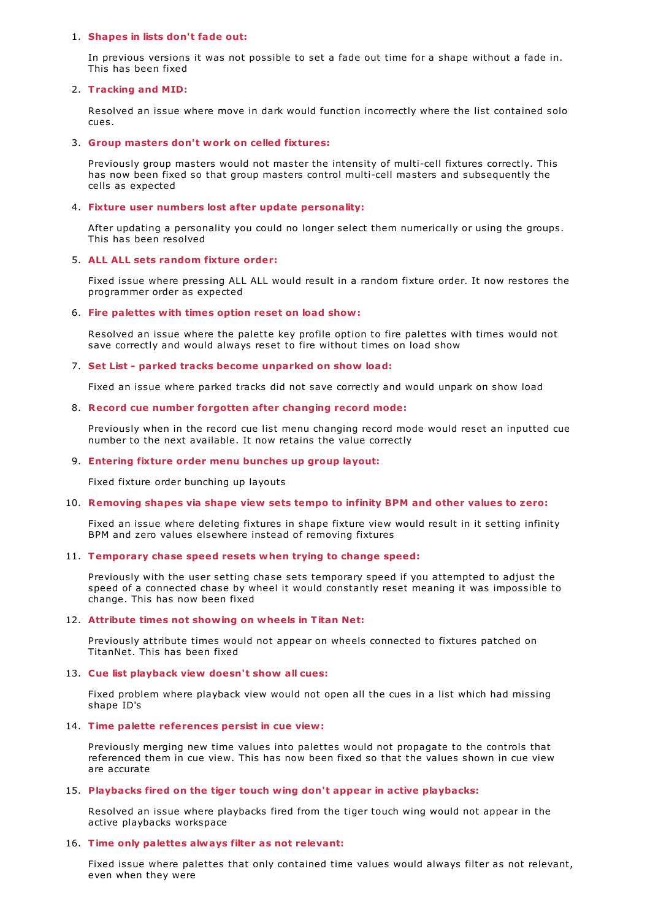1. **Shapes in lists don't fade out:**

   In previous versions it was not possible to set a fade out time for a shape without a fade in. This has been fixed

2. **Tracking and MID:**

   Resolved an issue where move in dark would function incorrectly where the list contained solo cues.

3. **Group masters don't work on celled fixtures:**

   Previously group masters would not master the intensity of multi-cell fixtures correctly. This has now been fixed so that group masters control multi-cell masters and subsequently the cells as expected

4. **Fixture user numbers lost after update personality:**

   After updating a personality you could no longer select them numerically or using the groups. This has been resolved

5. **ALL ALL sets random fixture order:**

   Fixed issue where pressing ALL ALL would result in a random fixture order. It now restores the programmer order as expected

6. **Fire palettes with times option reset on load show:**

   Resolved an issue where the palette key profile option to fire palettes with times would not save correctly and would always reset to fire without times on load show

7. **Set List - parked tracks become unparked on show load:**

   Fixed an issue where parked tracks did not save correctly and would unpark on show load

8. **Record cue number forgotten after changing record mode:**

   Previously when in the record cue list menu changing record mode would reset an inputted cue number to the next available. It now retains the value correctly

9. **Entering fixture order menu bunches up group layout:**

   Fixed fixture order bunching up layouts

10. **Removing shapes via shape view sets tempo to infinity BPM and other values to zero:**

    Fixed an issue where deleting fixtures in shape fixture view would result in it setting infinity BPM and zero values elsewhere instead of removing fixtures

11. **Temporary chase speed resets when trying to change speed:**

    Previously with the user setting chase sets temporary speed if you attempted to adjust the speed of a connected chase by wheel it would constantly reset meaning it was impossible to change. This has now been fixed

12. **Attribute times not showing on wheels in Titan Net:**

    Previously attribute times would not appear on wheels connected to fixtures patched on TitanNet. This has been fixed

13. **Cue list playback view doesn't show all cues:**

    Fixed problem where playback view would not open all the cues in a list which had missing shape ID's

14. **Time palette references persist in cue view:**

    Previously merging new time values into palettes would not propagate to the controls that referenced them in cue view. This has now been fixed so that the values shown in cue view are accurate

15. **Playbacks fired on the tiger touch wing don't appear in active playbacks:**

    Resolved an issue where playbacks fired from the tiger touch wing would not appear in the active playbacks workspace

16. **Time only palettes always filter as not relevant:**

    Fixed issue where palettes that only contained time values would always filter as not relevant, even when they were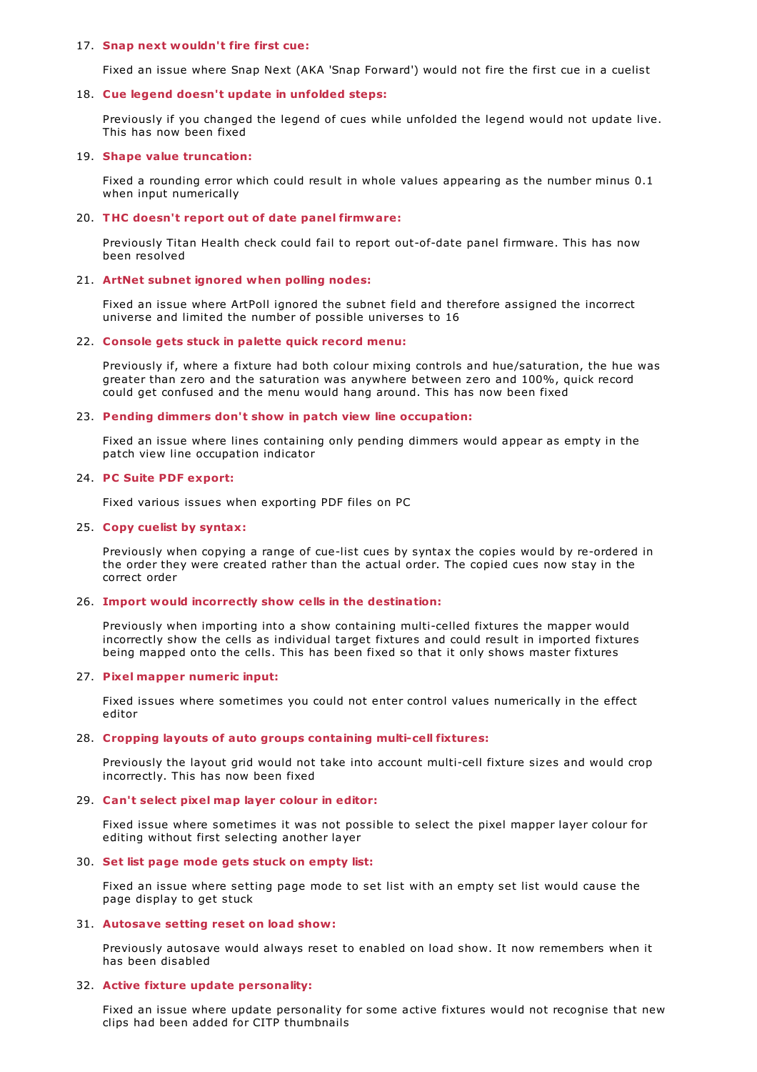17. **Snap next wouldn't fire first cue:**

    Fixed an issue where Snap Next (AKA 'Snap Forward') would not fire the first cue in a cuelist

18. **Cue legend doesn't update in unfolded steps:**

    Previously if you changed the legend of cues while unfolded the legend would not update live. This has now been fixed

19. **Shape value truncation:**

    Fixed a rounding error which could result in whole values appearing as the number minus 0.1 when input numerically

20. **THC doesn't report out of date panel firmware:**

    Previously Titan Health check could fail to report out-of-date panel firmware. This has now been resolved

21. **ArtNet subnet ignored when polling nodes:**

    Fixed an issue where ArtPoll ignored the subnet field and therefore assigned the incorrect universe and limited the number of possible universes to 16

22. **Console gets stuck in palette quick record menu:**

    Previously if, where a fixture had both colour mixing controls and hue/saturation, the hue was greater than zero and the saturation was anywhere between zero and 100%, quick record could get confused and the menu would hang around. This has now been fixed

23. **Pending dimmers don't show in patch view line occupation:**

    Fixed an issue where lines containing only pending dimmers would appear as empty in the patch view line occupation indicator

24. **PC Suite PDF export:**

    Fixed various issues when exporting PDF files on PC

25. **Copy cuelist by syntax:**

    Previously when copying a range of cue-list cues by syntax the copies would by re-ordered in the order they were created rather than the actual order. The copied cues now stay in the correct order

26. **Import would incorrectly show cells in the destination:**

    Previously when importing into a show containing multi-celled fixtures the mapper would incorrectly show the cells as individual target fixtures and could result in imported fixtures being mapped onto the cells. This has been fixed so that it only shows master fixtures

27. **Pixel mapper numeric input:**

    Fixed issues where sometimes you could not enter control values numerically in the effect editor

28. **Cropping layouts of auto groups containing multi-cell fixtures:**

    Previously the layout grid would not take into account multi-cell fixture sizes and would crop incorrectly. This has now been fixed

29. **Can't select pixel map layer colour in editor:**

    Fixed issue where sometimes it was not possible to select the pixel mapper layer colour for editing without first selecting another layer

30. **Set list page mode gets stuck on empty list:**

    Fixed an issue where setting page mode to set list with an empty set list would cause the page display to get stuck

31. **Autosave setting reset on load show:**

    Previously autosave would always reset to enabled on load show. It now remembers when it has been disabled

32. **Active fixture update personality:**

    Fixed an issue where update personality for some active fixtures would not recognise that new clips had been added for CITP thumbnails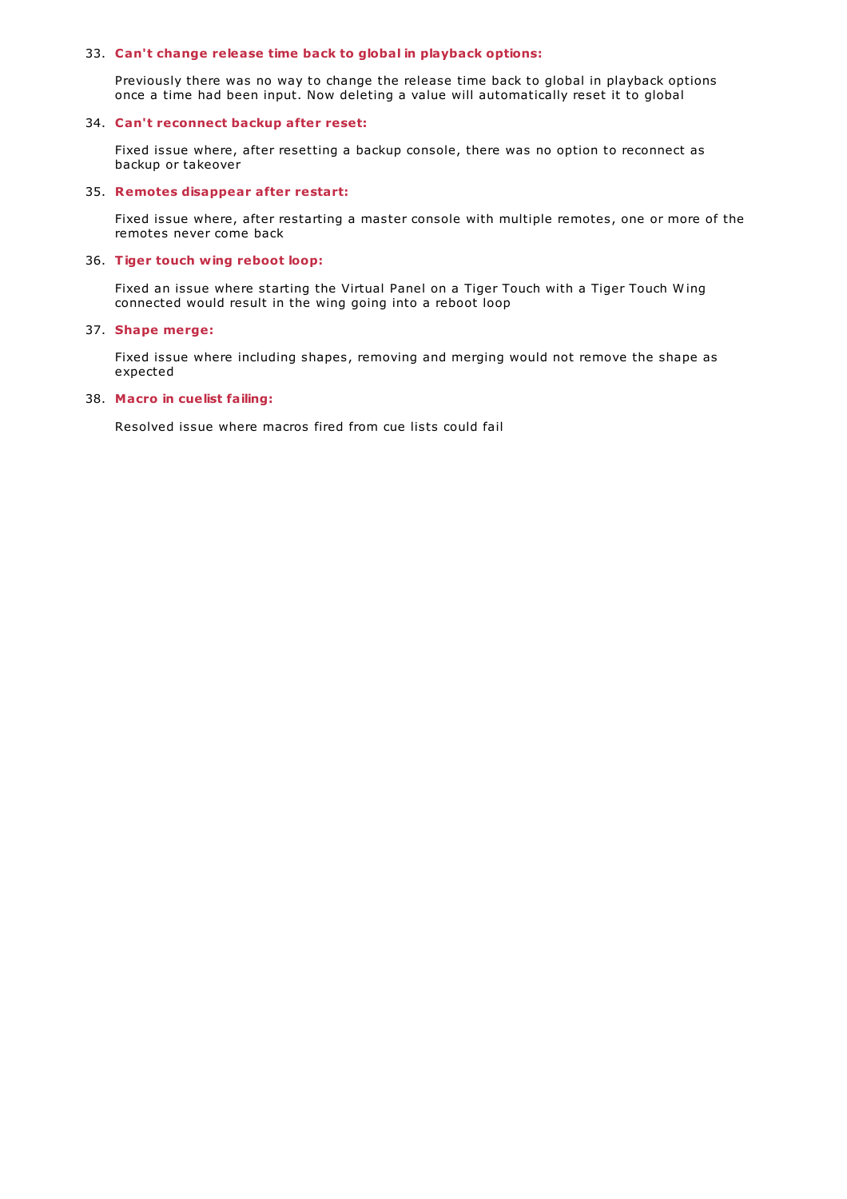33. **Can't change release time back to global in playback options:**

    Previously there was no way to change the release time back to global in playback options once a time had been input. Now deleting a value will automatically reset it to global

34. **Can't reconnect backup after reset:**

    Fixed issue where, after resetting a backup console, there was no option to reconnect as backup or takeover

35. **Remotes disappear after restart:**

    Fixed issue where, after restarting a master console with multiple remotes, one or more of the remotes never come back

36. **Tiger touch wing reboot loop:**

    Fixed an issue where starting the Virtual Panel on a Tiger Touch with a Tiger Touch Wing connected would result in the wing going into a reboot loop

37. **Shape merge:**

    Fixed issue where including shapes, removing and merging would not remove the shape as expected

38. **Macro in cuelist failing:**

    Resolved issue where macros fired from cue lists could fail